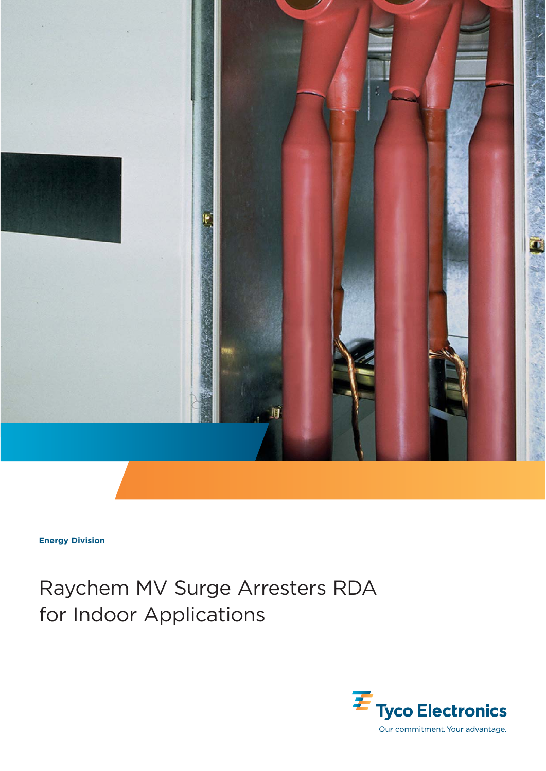Energy Division

# Raychem MV Surge Arresters RDA for Indoor Applications

Tyco Electronics

Our commitment. Your advantage.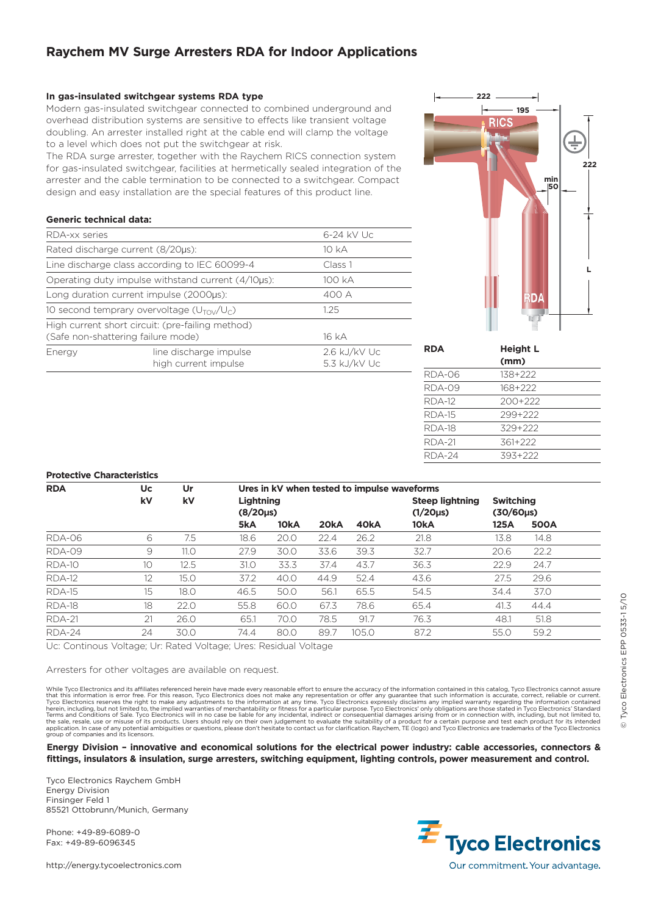# Raychem MV Surge Arresters RDA for Indoor Applications

**In gas-insulated switchgear systems RDA type**

Modern gas-insulated switchgear connected to combined underground and overhead distribution systems are sensitive to effects like transient voltage doubling. An arrester installed right at the cable end will clamp the voltage to a level which does not put the switchgear at risk.

The RDA surge arrester, together with the Raychem RICS connection system for gas-insulated switchgear, facilities at hermetically sealed integration of the arrester and the cable termination to be connected to a switchgear. Compact design and easy installation are the special features of this product line.

222

195

RICS

222

min 50

L

RDA

**Generic technical data:**

| | | |
|---|---|---|
| RDA-xx series | | 6-24 kV Uc |
| Rated discharge current (8/20µs): | | 10 kA |
| Line discharge class according to IEC 60099-4 | | Class 1 |
| Operating duty impulse withstand current (4/10µs): | | 100 kA |
| Long duration current impulse (2000µs): | | 400 A |
| 10 second temprary overvoltage ($U_{TOV}/U_C$) | | 1.25 |
| High current short circuit: (pre-failing method) (Safe non-shattering failure mode) | | 16 kA |
| Energy | line discharge impulse | 2.6 kJ/kV Uc |
| | high current impulse | 5.3 kJ/kV Uc |

| RDA | Height L (mm) |
|---|---|
| RDA-06 | 138+222 |
| RDA-09 | 168+222 |
| RDA-12 | 200+222 |
| RDA-15 | 299+222 |
| RDA-18 | 329+222 |
| RDA-21 | 361+222 |
| RDA-24 | 393+222 |

**Protective Characteristics**

| RDA | Uc kV | Ur kV | Ures in kV when tested to impulse waveforms | | | | | | |
|---|---|---|---|---|---|---|---|---|---|
| | | | Lightning (8/20µs) | | | | Steep lightning (1/20µs) | Switching (30/60µs) | |
| | | | 5kA | 10kA | 20kA | 40kA | 10kA | 125A | 500A |
| RDA-06 | 6 | 7.5 | 18.6 | 20.0 | 22.4 | 26.2 | 21.8 | 13.8 | 14.8 |
| RDA-09 | 9 | 11.0 | 27.9 | 30.0 | 33.6 | 39.3 | 32.7 | 20.6 | 22.2 |
| RDA-10 | 10 | 12.5 | 31.0 | 33.3 | 37.4 | 43.7 | 36.3 | 22.9 | 24.7 |
| RDA-12 | 12 | 15.0 | 37.2 | 40.0 | 44.9 | 52.4 | 43.6 | 27.5 | 29.6 |
| RDA-15 | 15 | 18.0 | 46.5 | 50.0 | 56.1 | 65.5 | 54.5 | 34.4 | 37.0 |
| RDA-18 | 18 | 22.0 | 55.8 | 60.0 | 67.3 | 78.6 | 65.4 | 41.3 | 44.4 |
| RDA-21 | 21 | 26.0 | 65.1 | 70.0 | 78.5 | 91.7 | 76.3 | 48.1 | 51.8 |
| RDA-24 | 24 | 30.0 | 74.4 | 80.0 | 89.7 | 105.0 | 87.2 | 55.0 | 59.2 |

Uc: Continous Voltage; Ur: Rated Voltage; Ures: Residual Voltage

Arresters for other voltages are available on request.

While Tyco Electronics and its affiliates referenced herein have made every reasonable effort to ensure the accuracy of the information contained in this catalog, Tyco Electronics cannot assure that this information is error free. For this reason, Tyco Electronics does not make any representation or offer any guarantee that such information is accurate, correct, reliable or current. Tyco Electronics reserves the right to make any adjustments to the information at any time. Tyco Electronics expressly disclaims any implied warranty regarding the information contained herein, including, but not limited to, the implied warranties of merchantability or fitness for a particular purpose. Tyco Electronics' only obligations are those stated in Tyco Electronics' Standard Terms and Conditions of Sale. Tyco Electronics will in no case be liable for any incidental, indirect or consequential damages arising from or in connection with, including, but not limited to, the sale, resale, use or misuse of its products. Users should rely on their own judgement to evaluate the suitability of a product for a certain purpose and test each product for its intended application. In case of any potential ambiguities or questions, please don't hesitate to contact us for clarification. Raychem, TE (logo) and Tyco Electronics are trademarks of the Tyco Electronics group of companies and its licensors.

**Energy Division – innovative and economical solutions for the electrical power industry: cable accessories, connectors & fittings, insulators & insulation, surge arresters, switching equipment, lighting controls, power measurement and control.**

Tyco Electronics Raychem GmbH
Energy Division
Finsinger Feld 1
85521 Ottobrunn/Munich, Germany

Phone: +49-89-6089-0
Fax: +49-89-6096345

http://energy.tycoelectronics.com

Tyco Electronics
Our commitment. Your advantage.

© Tyco Electronics EPP 0533-1 5/10